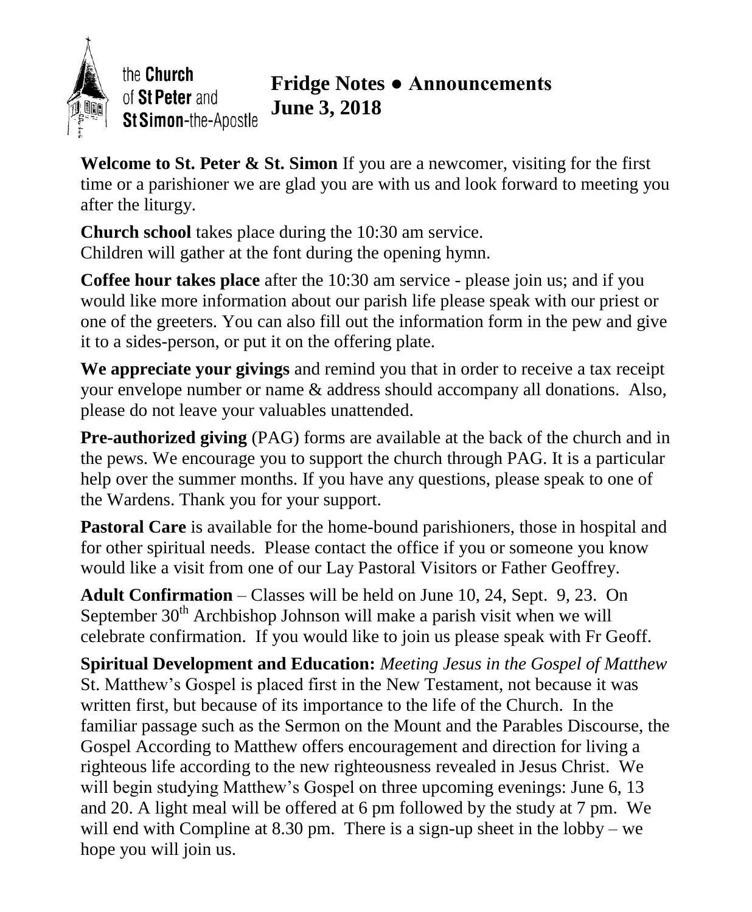the **Church** of **St Peter** and **St Simon**-the-Apostle

# Fridge Notes ● Announcements
# June 3, 2018

**Welcome to St. Peter & St. Simon** If you are a newcomer, visiting for the first time or a parishioner we are glad you are with us and look forward to meeting you after the liturgy.

**Church school** takes place during the 10:30 am service.
Children will gather at the font during the opening hymn.

**Coffee hour takes place** after the 10:30 am service - please join us; and if you would like more information about our parish life please speak with our priest or one of the greeters. You can also fill out the information form in the pew and give it to a sides-person, or put it on the offering plate.

**We appreciate your givings** and remind you that in order to receive a tax receipt your envelope number or name & address should accompany all donations. Also, please do not leave your valuables unattended.

**Pre-authorized giving** (PAG) forms are available at the back of the church and in the pews. We encourage you to support the church through PAG. It is a particular help over the summer months. If you have any questions, please speak to one of the Wardens. Thank you for your support.

**Pastoral Care** is available for the home-bound parishioners, those in hospital and for other spiritual needs. Please contact the office if you or someone you know would like a visit from one of our Lay Pastoral Visitors or Father Geoffrey.

**Adult Confirmation** – Classes will be held on June 10, 24, Sept. 9, 23. On September 30th Archbishop Johnson will make a parish visit when we will celebrate confirmation. If you would like to join us please speak with Fr Geoff.

**Spiritual Development and Education:** *Meeting Jesus in the Gospel of Matthew* St. Matthew's Gospel is placed first in the New Testament, not because it was written first, but because of its importance to the life of the Church. In the familiar passage such as the Sermon on the Mount and the Parables Discourse, the Gospel According to Matthew offers encouragement and direction for living a righteous life according to the new righteousness revealed in Jesus Christ. We will begin studying Matthew's Gospel on three upcoming evenings: June 6, 13 and 20. A light meal will be offered at 6 pm followed by the study at 7 pm. We will end with Compline at 8.30 pm. There is a sign-up sheet in the lobby – we hope you will join us.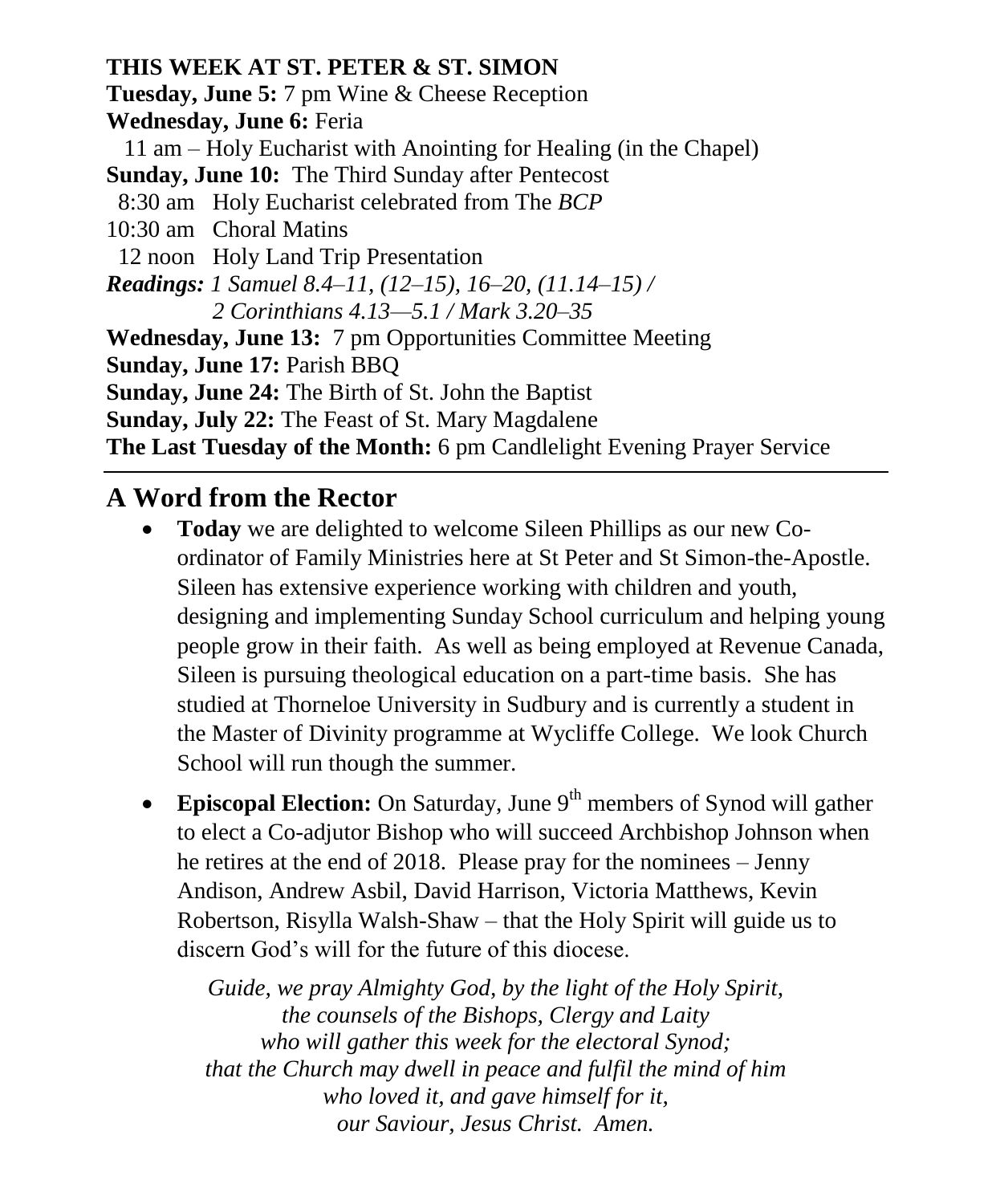**THIS WEEK AT ST. PETER & ST. SIMON**

**Tuesday, June 5:** 7 pm Wine & Cheese Reception

**Wednesday, June 6:** Feria

11 am – Holy Eucharist with Anointing for Healing (in the Chapel)

**Sunday, June 10:** The Third Sunday after Pentecost

8:30 am Holy Eucharist celebrated from The *BCP*

10:30 am Choral Matins

12 noon Holy Land Trip Presentation

***Readings:*** *1 Samuel 8.4–11, (12–15), 16–20, (11.14–15) / 2 Corinthians 4.13—5.1 / Mark 3.20–35*

**Wednesday, June 13:** 7 pm Opportunities Committee Meeting

**Sunday, June 17:** Parish BBQ

**Sunday, June 24:** The Birth of St. John the Baptist

**Sunday, July 22:** The Feast of St. Mary Magdalene

**The Last Tuesday of the Month:** 6 pm Candlelight Evening Prayer Service

---

## A Word from the Rector

- **Today** we are delighted to welcome Sileen Phillips as our new Co-ordinator of Family Ministries here at St Peter and St Simon-the-Apostle. Sileen has extensive experience working with children and youth, designing and implementing Sunday School curriculum and helping young people grow in their faith. As well as being employed at Revenue Canada, Sileen is pursuing theological education on a part-time basis. She has studied at Thorneloe University in Sudbury and is currently a student in the Master of Divinity programme at Wycliffe College. We look Church School will run though the summer.

- **Episcopal Election:** On Saturday, June 9th members of Synod will gather to elect a Co-adjutor Bishop who will succeed Archbishop Johnson when he retires at the end of 2018. Please pray for the nominees – Jenny Andison, Andrew Asbil, David Harrison, Victoria Matthews, Kevin Robertson, Risylla Walsh-Shaw – that the Holy Spirit will guide us to discern God's will for the future of this diocese.

  *Guide, we pray Almighty God, by the light of the Holy Spirit,*
  *the counsels of the Bishops, Clergy and Laity*
  *who will gather this week for the electoral Synod;*
  *that the Church may dwell in peace and fulfil the mind of him*
  *who loved it, and gave himself for it,*
  *our Saviour, Jesus Christ. Amen.*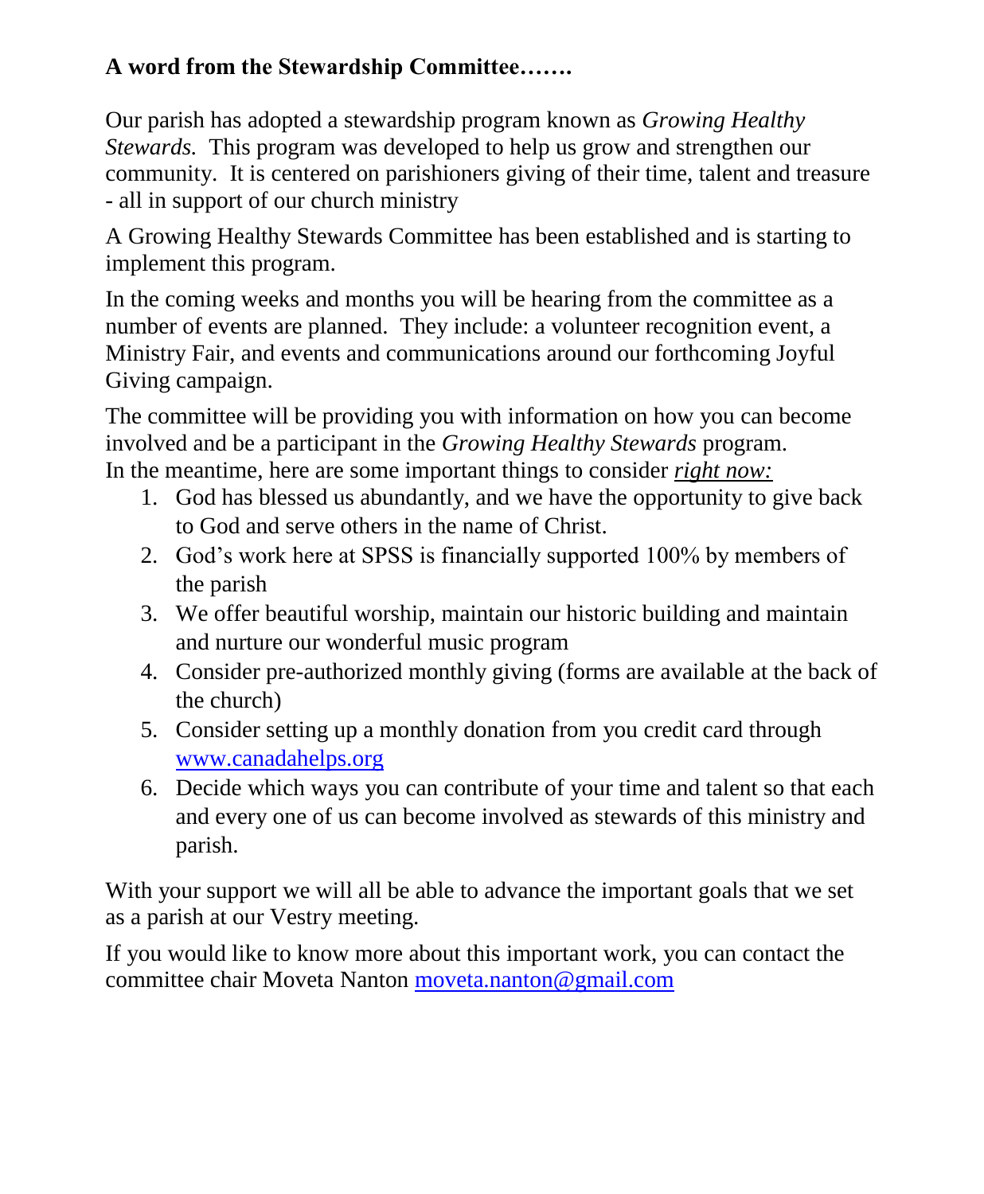**A word from the Stewardship Committee…….**

Our parish has adopted a stewardship program known as *Growing Healthy Stewards.* This program was developed to help us grow and strengthen our community. It is centered on parishioners giving of their time, talent and treasure - all in support of our church ministry

A Growing Healthy Stewards Committee has been established and is starting to implement this program.

In the coming weeks and months you will be hearing from the committee as a number of events are planned. They include: a volunteer recognition event, a Ministry Fair, and events and communications around our forthcoming Joyful Giving campaign.

The committee will be providing you with information on how you can become involved and be a participant in the *Growing Healthy Stewards* program.
In the meantime, here are some important things to consider ***right now:***

1. God has blessed us abundantly, and we have the opportunity to give back to God and serve others in the name of Christ.
2. God's work here at SPSS is financially supported 100% by members of the parish
3. We offer beautiful worship, maintain our historic building and maintain and nurture our wonderful music program
4. Consider pre-authorized monthly giving (forms are available at the back of the church)
5. Consider setting up a monthly donation from you credit card through [www.canadahelps.org](http://www.canadahelps.org)
6. Decide which ways you can contribute of your time and talent so that each and every one of us can become involved as stewards of this ministry and parish.

With your support we will all be able to advance the important goals that we set as a parish at our Vestry meeting.

If you would like to know more about this important work, you can contact the committee chair Moveta Nanton [moveta.nanton@gmail.com](mailto:moveta.nanton@gmail.com)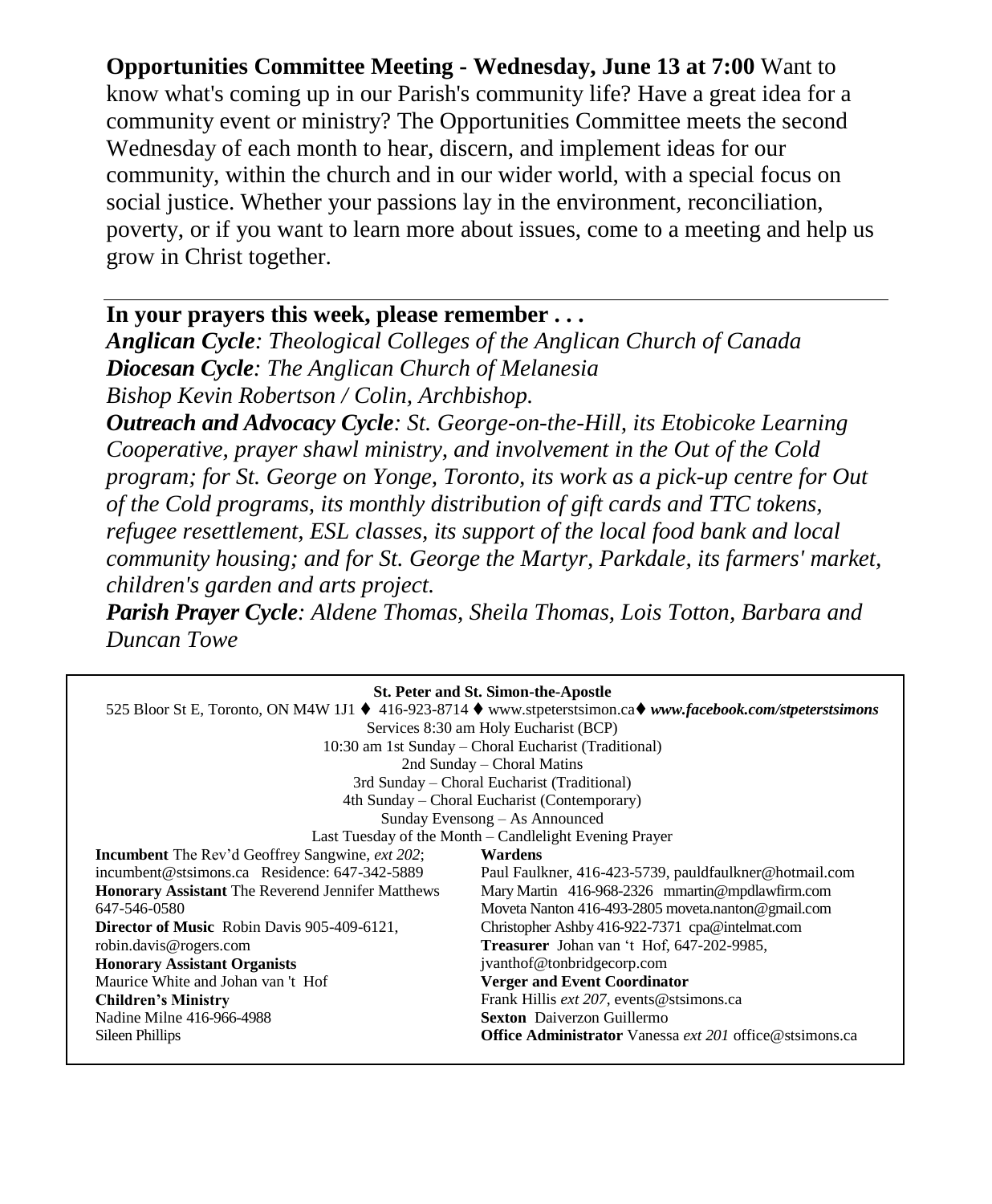**Opportunities Committee Meeting - Wednesday, June 13 at 7:00** Want to know what's coming up in our Parish's community life? Have a great idea for a community event or ministry? The Opportunities Committee meets the second Wednesday of each month to hear, discern, and implement ideas for our community, within the church and in our wider world, with a special focus on social justice. Whether your passions lay in the environment, reconciliation, poverty, or if you want to learn more about issues, come to a meeting and help us grow in Christ together.

---

**In your prayers this week, please remember . . .**

***Anglican Cycle****: Theological Colleges of the Anglican Church of Canada*

***Diocesan Cycle****: The Anglican Church of Melanesia*

*Bishop Kevin Robertson / Colin, Archbishop.*

***Outreach and Advocacy Cycle****: St. George-on-the-Hill, its Etobicoke Learning Cooperative, prayer shawl ministry, and involvement in the Out of the Cold program; for St. George on Yonge, Toronto, its work as a pick-up centre for Out of the Cold programs, its monthly distribution of gift cards and TTC tokens, refugee resettlement, ESL classes, its support of the local food bank and local community housing; and for St. George the Martyr, Parkdale, its farmers' market, children's garden and arts project.*

***Parish Prayer Cycle****: Aldene Thomas, Sheila Thomas, Lois Totton, Barbara and Duncan Towe*

---

**St. Peter and St. Simon-the-Apostle**

525 Bloor St E, Toronto, ON M4W 1J1 ♦ 416-923-8714 ♦ www.stpeterstsimon.ca♦ ***www.facebook.com/stpeterstsimons***

Services 8:30 am Holy Eucharist (BCP)

10:30 am 1st Sunday – Choral Eucharist (Traditional)

2nd Sunday – Choral Matins

3rd Sunday – Choral Eucharist (Traditional)

4th Sunday – Choral Eucharist (Contemporary)

Sunday Evensong – As Announced

Last Tuesday of the Month – Candlelight Evening Prayer

**Incumbent** The Rev'd Geoffrey Sangwine, *ext 202*; incumbent@stsimons.ca Residence: 647-342-5889

**Honorary Assistant** The Reverend Jennifer Matthews 647-546-0580

**Director of Music** Robin Davis 905-409-6121, robin.davis@rogers.com

**Honorary Assistant Organists**
Maurice White and Johan van 't Hof

**Children's Ministry**
Nadine Milne 416-966-4988
Sileen Phillips

**Wardens**
Paul Faulkner, 416-423-5739, pauldfaulkner@hotmail.com
Mary Martin 416-968-2326 mmartin@mpdlawfirm.com
Moveta Nanton 416-493-2805 moveta.nanton@gmail.com
Christopher Ashby 416-922-7371 cpa@intelmat.com

**Treasurer** Johan van 't Hof, 647-202-9985, jvanthof@tonbridgecorp.com

**Verger and Event Coordinator**
Frank Hillis *ext 207*, events@stsimons.ca

**Sexton** Daiverzon Guillermo

**Office Administrator** Vanessa *ext 201* office@stsimons.ca